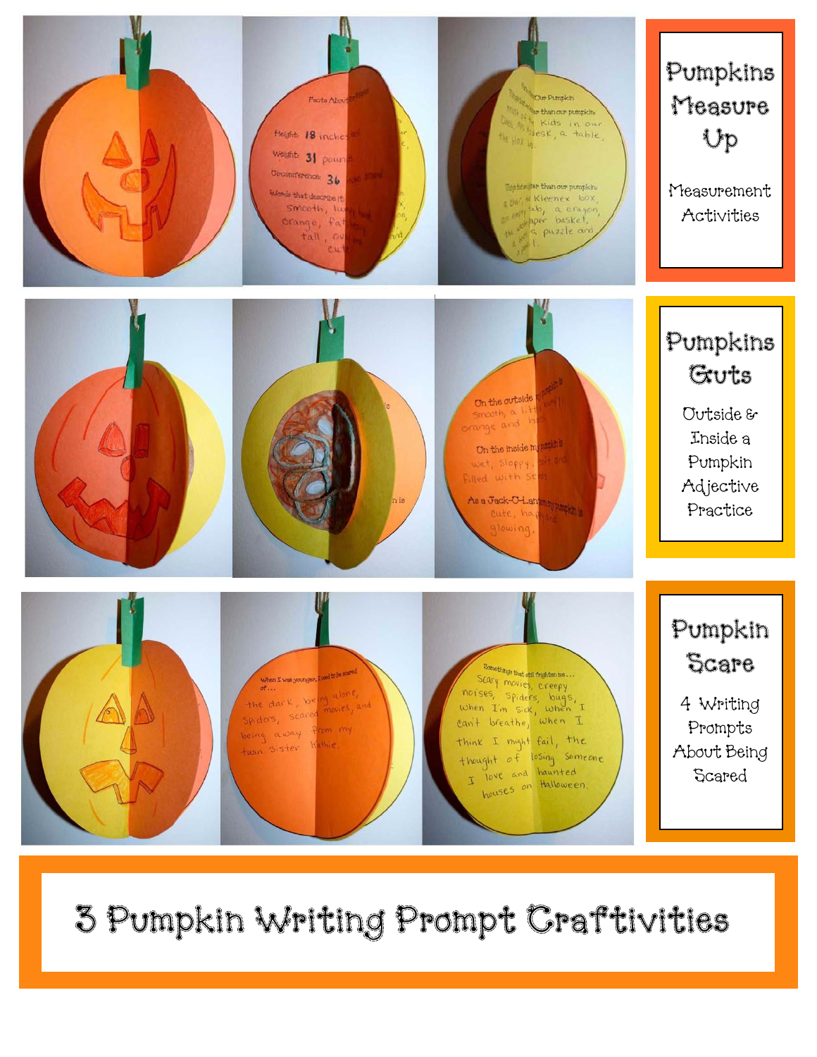# Pumpkins Measure Up

Measurement Activities

# Pumpkins Guts

Outside & Inside a Pumpkin Adjective Practice

# Pumpkin Scare

4 Writing Prompts About Being Scared

# 3 Pumpkin Writing Prompt Craftivities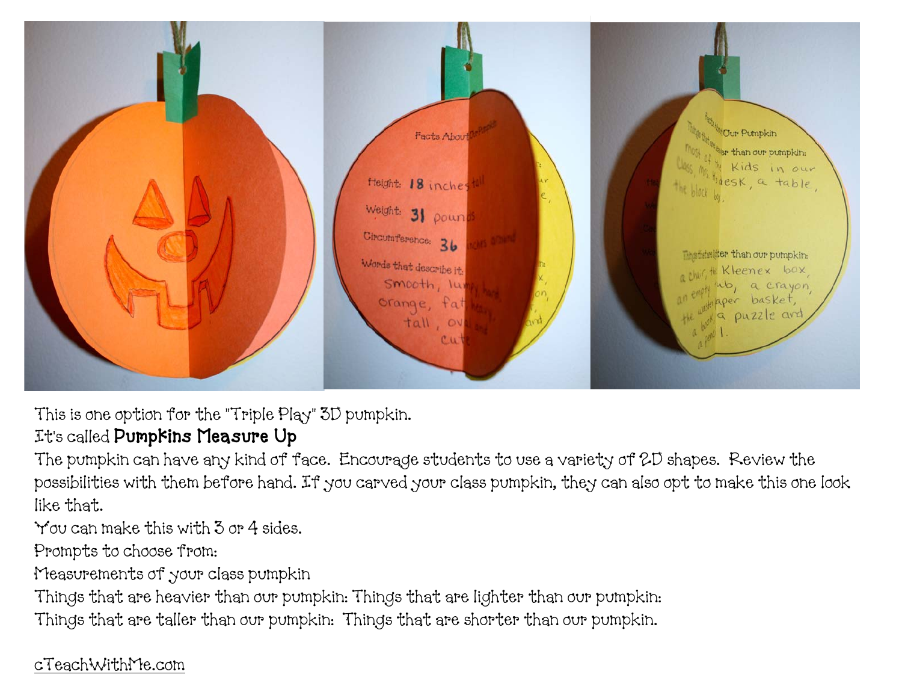This is one option for the "Triple Play" 3D pumpkin.

It's called **Pumpkins Measure Up**

The pumpkin can have any kind of face. Encourage students to use a variety of 2D shapes. Review the possibilities with them before hand. If you carved your class pumpkin, they can also opt to make this one look like that.

You can make this with 3 or 4 sides.

Prompts to choose from:

Measurements of your class pumpkin

Things that are heavier than our pumpkin: Things that are lighter than our pumpkin:

Things that are taller than our pumpkin: Things that are shorter than our pumpkin.

cTeachWithMe.com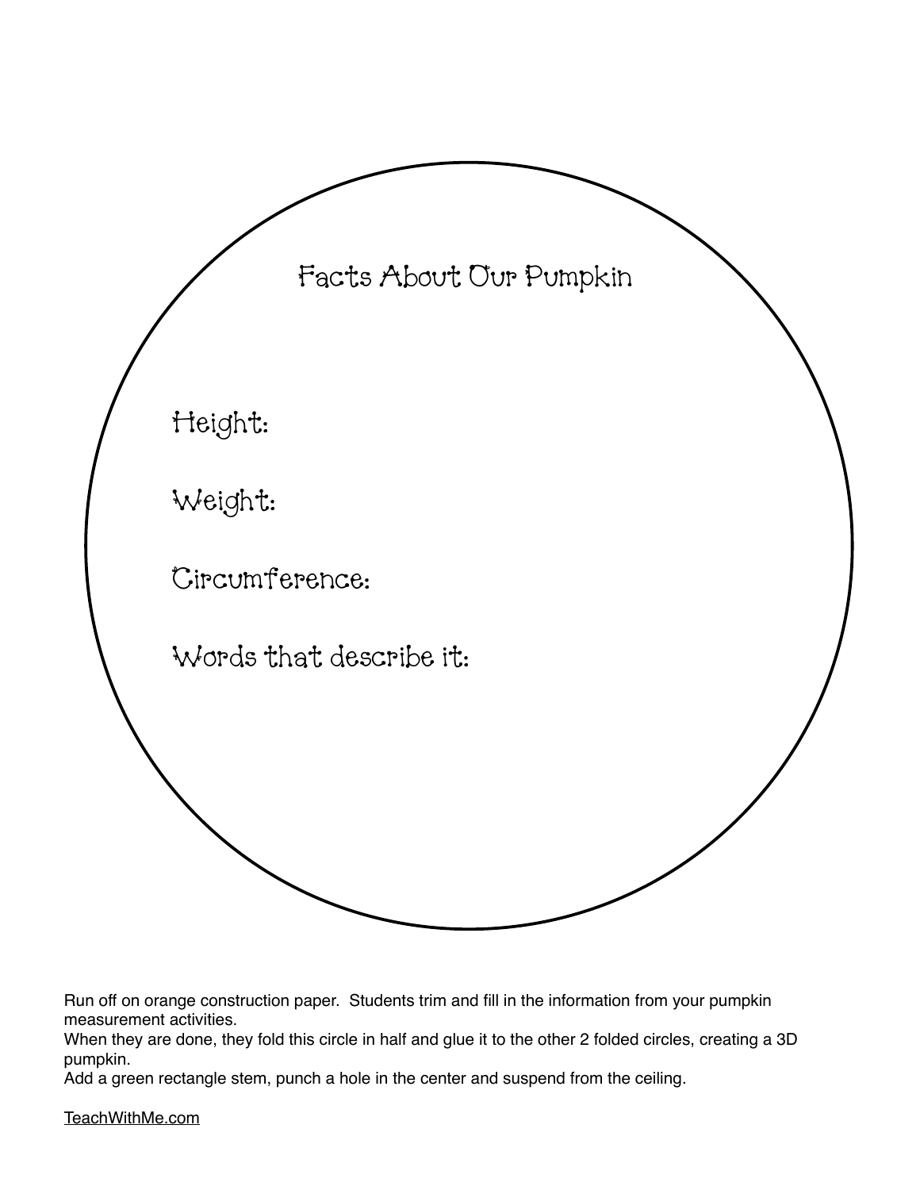# Facts About Our Pumpkin

Height:

Weight:

Circumference:

Words that describe it:

Run off on orange construction paper. Students trim and fill in the information from your pumpkin measurement activities.
When they are done, they fold this circle in half and glue it to the other 2 folded circles, creating a 3D pumpkin.
Add a green rectangle stem, punch a hole in the center and suspend from the ceiling.

TeachWithMe.com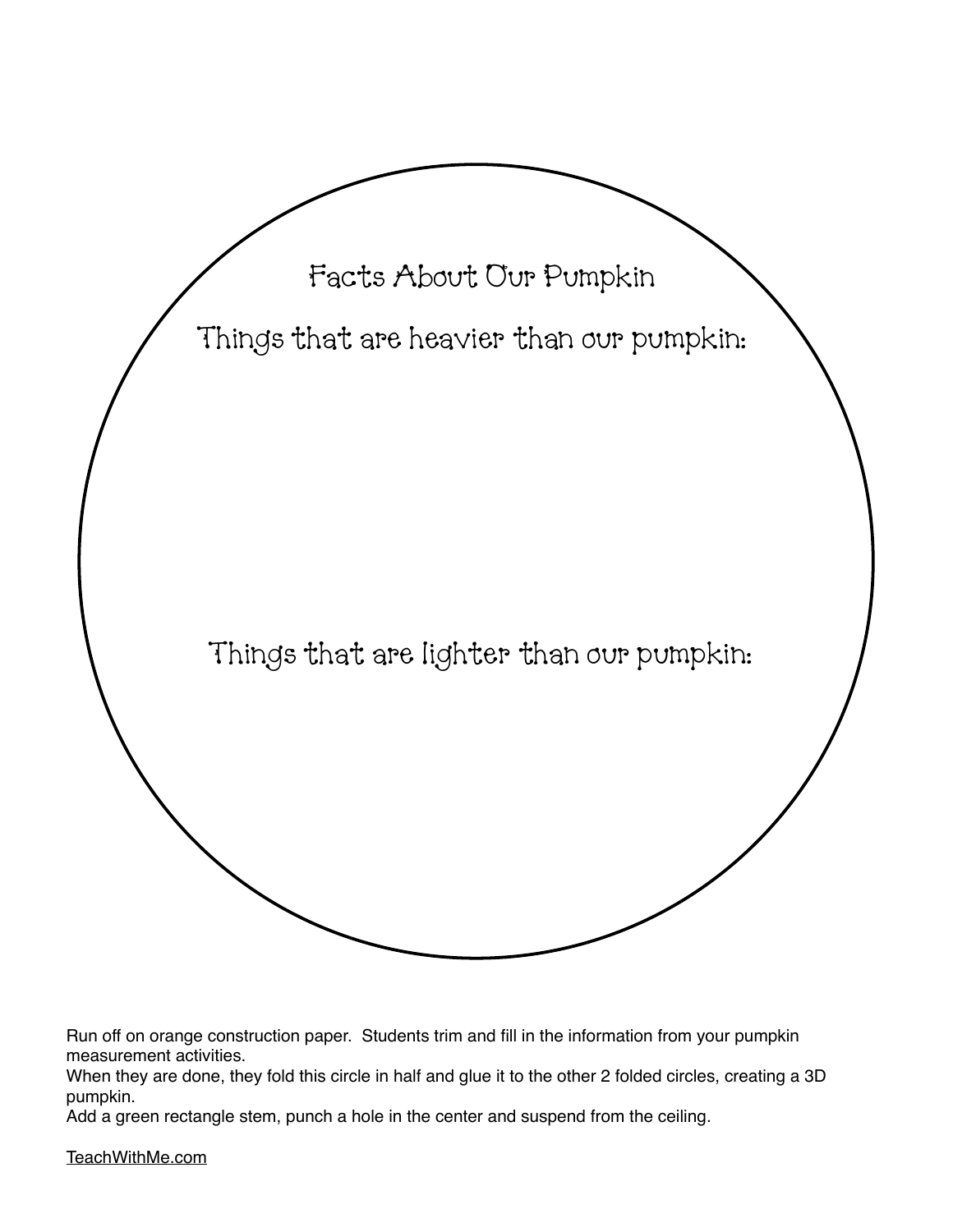# Facts About Our Pumpkin

Things that are heavier than our pumpkin:

Things that are lighter than our pumpkin:

Run off on orange construction paper. Students trim and fill in the information from your pumpkin measurement activities.

When they are done, they fold this circle in half and glue it to the other 2 folded circles, creating a 3D pumpkin.

Add a green rectangle stem, punch a hole in the center and suspend from the ceiling.

TeachWithMe.com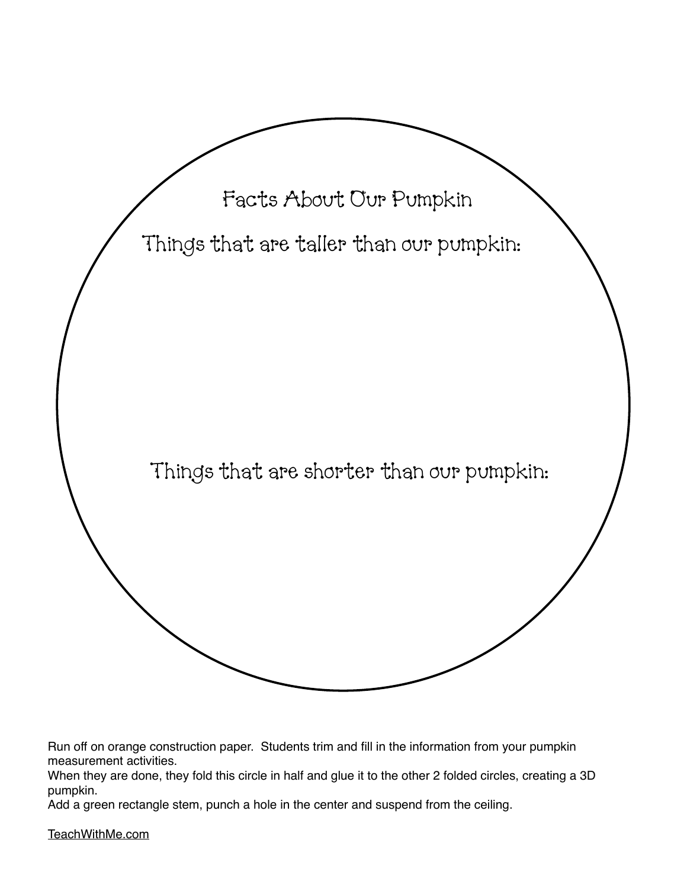# Facts About Our Pumpkin

Things that are taller than our pumpkin:

Things that are shorter than our pumpkin:

Run off on orange construction paper. Students trim and fill in the information from your pumpkin measurement activities.

When they are done, they fold this circle in half and glue it to the other 2 folded circles, creating a 3D pumpkin.

Add a green rectangle stem, punch a hole in the center and suspend from the ceiling.

TeachWithMe.com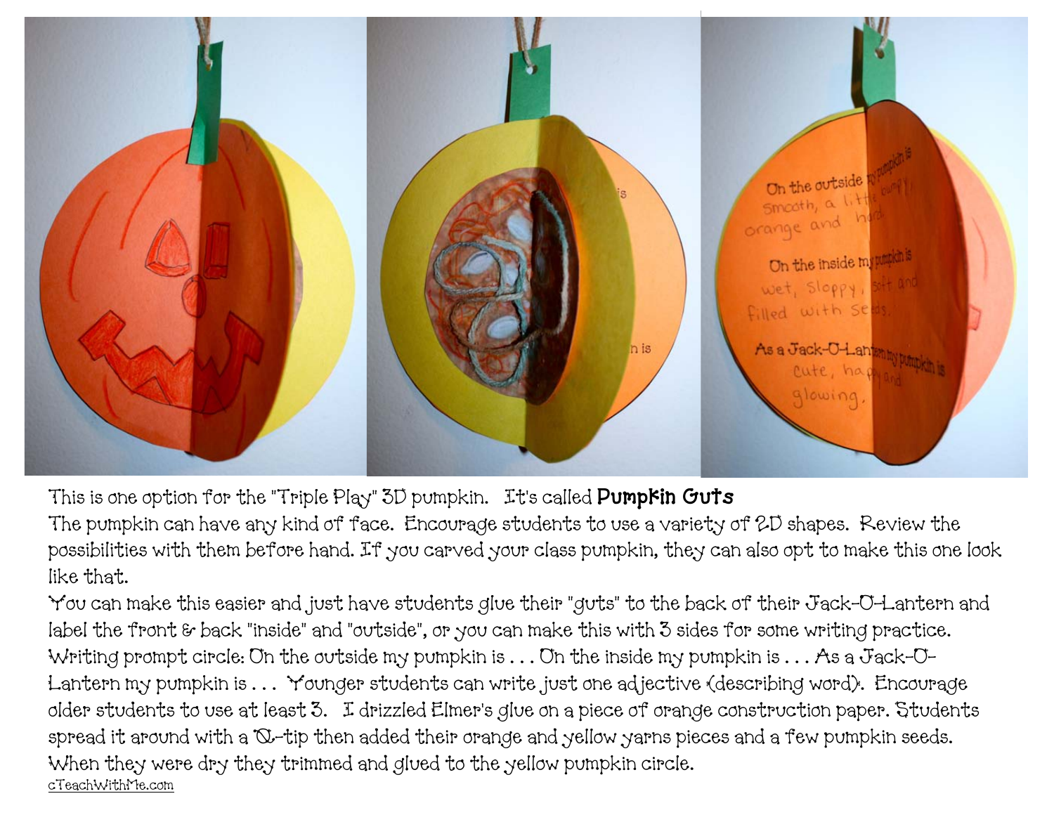This is one option for the "Triple Play" 3D pumpkin. It's called **Pumpkin Guts**

The pumpkin can have any kind of face. Encourage students to use a variety of 2D shapes. Review the possibilities with them before hand. If you carved your class pumpkin, they can also opt to make this one look like that.

You can make this easier and just have students glue their "guts" to the back of their Jack-O-Lantern and label the front & back "inside" and "outside", or you can make this with 3 sides for some writing practice. Writing prompt circle: On the outside my pumpkin is . . . On the inside my pumpkin is . . . As a Jack-O-Lantern my pumpkin is . . . Younger students can write just one adjective (describing word). Encourage older students to use at least 3. I drizzled Elmer's glue on a piece of orange construction paper. Students spread it around with a Q-tip then added their orange and yellow yarns pieces and a few pumpkin seeds. When they were dry they trimmed and glued to the yellow pumpkin circle.

cTeachWithMe.com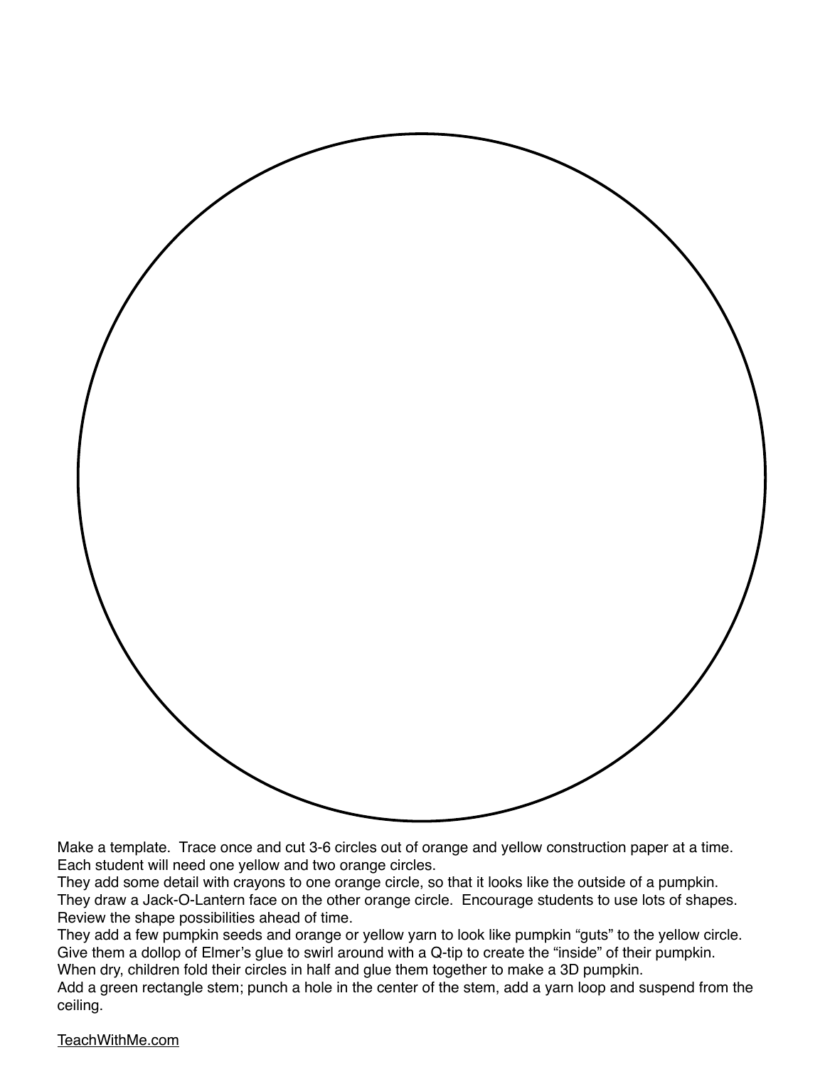Make a template. Trace once and cut 3-6 circles out of orange and yellow construction paper at a time. Each student will need one yellow and two orange circles.
They add some detail with crayons to one orange circle, so that it looks like the outside of a pumpkin.
They draw a Jack-O-Lantern face on the other orange circle. Encourage students to use lots of shapes. Review the shape possibilities ahead of time.
They add a few pumpkin seeds and orange or yellow yarn to look like pumpkin "guts" to the yellow circle.
Give them a dollop of Elmer's glue to swirl around with a Q-tip to create the "inside" of their pumpkin.
When dry, children fold their circles in half and glue them together to make a 3D pumpkin.
Add a green rectangle stem; punch a hole in the center of the stem, add a yarn loop and suspend from the ceiling.

TeachWithMe.com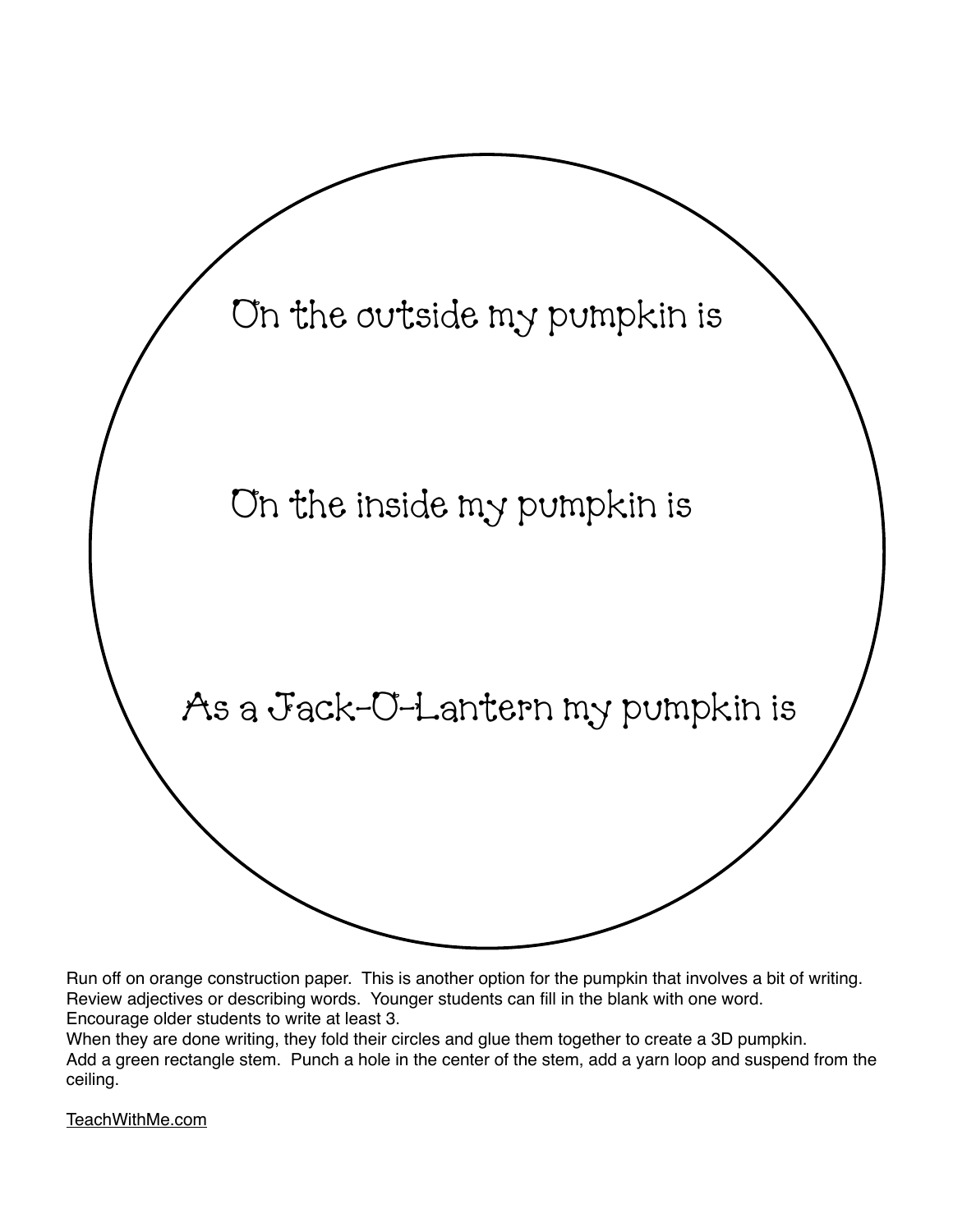On the outside my pumpkin is

On the inside my pumpkin is

As a Jack-O-Lantern my pumpkin is

Run off on orange construction paper. This is another option for the pumpkin that involves a bit of writing. Review adjectives or describing words. Younger students can fill in the blank with one word.
Encourage older students to write at least 3.
When they are done writing, they fold their circles and glue them together to create a 3D pumpkin.
Add a green rectangle stem. Punch a hole in the center of the stem, add a yarn loop and suspend from the ceiling.

TeachWithMe.com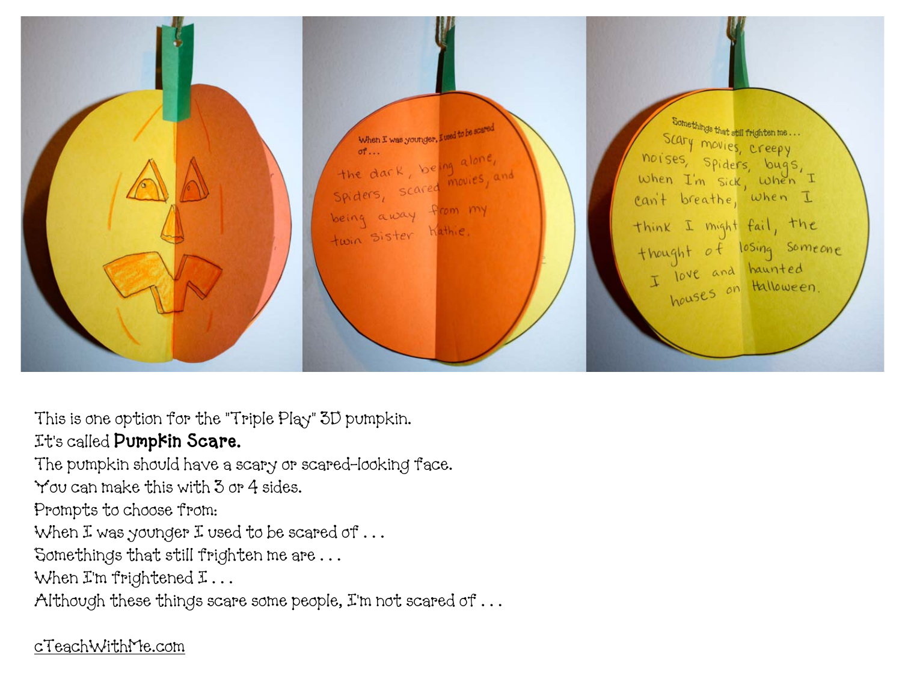This is one option for the "Triple Play" 3D pumpkin.
It's called **Pumpkin Scare.**
The pumpkin should have a scary or scared-looking face.
You can make this with 3 or 4 sides.
Prompts to choose from:
When I was younger I used to be scared of . . .
Somethings that still frighten me are . . .
When I'm frightened I . . .
Although these things scare some people, I'm not scared of . . .

cTeachWithMe.com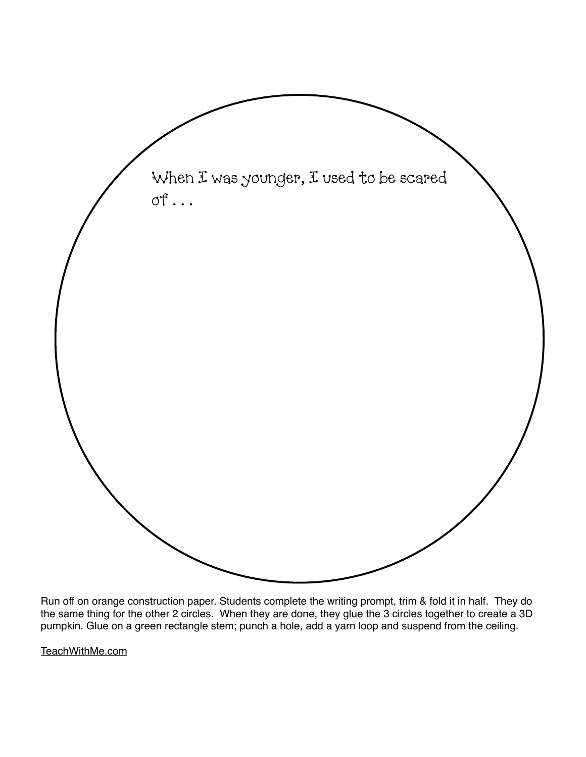When I was younger, I used to be scared of . . .

Run off on orange construction paper. Students complete the writing prompt, trim & fold it in half. They do the same thing for the other 2 circles. When they are done, they glue the 3 circles together to create a 3D pumpkin. Glue on a green rectangle stem; punch a hole, add a yarn loop and suspend from the ceiling.

TeachWithMe.com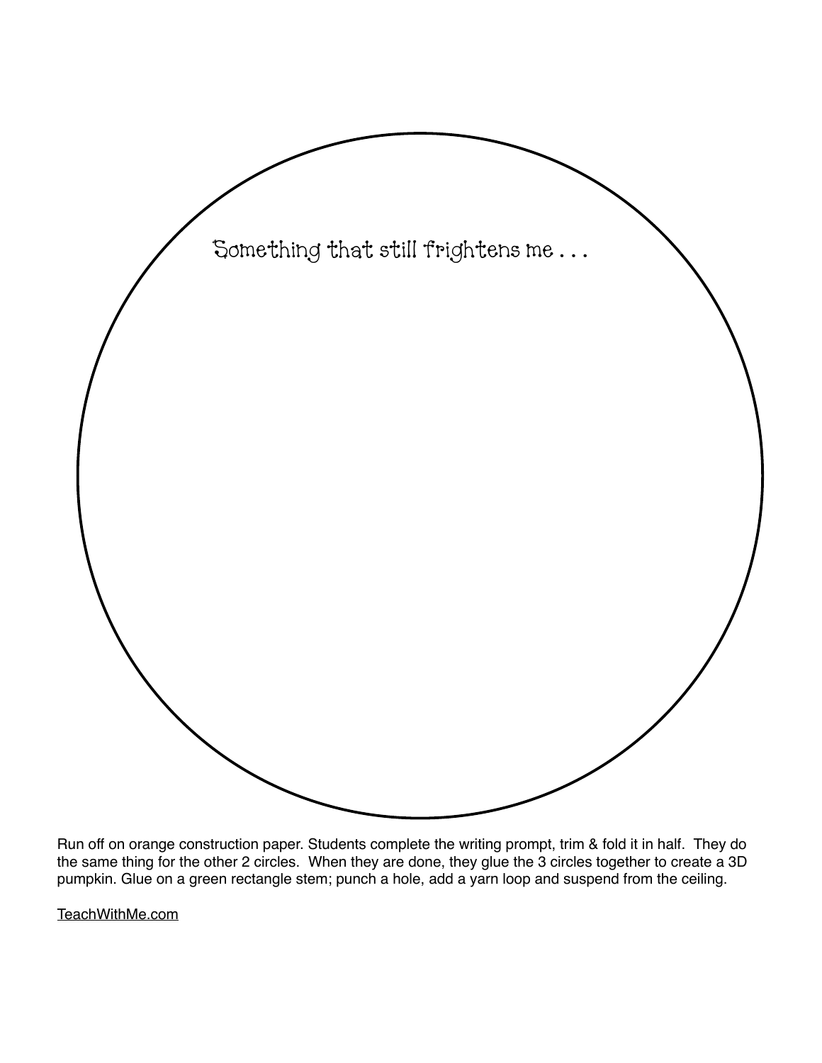Something that still frightens me . . .

Run off on orange construction paper. Students complete the writing prompt, trim & fold it in half. They do the same thing for the other 2 circles. When they are done, they glue the 3 circles together to create a 3D pumpkin. Glue on a green rectangle stem; punch a hole, add a yarn loop and suspend from the ceiling.

TeachWithMe.com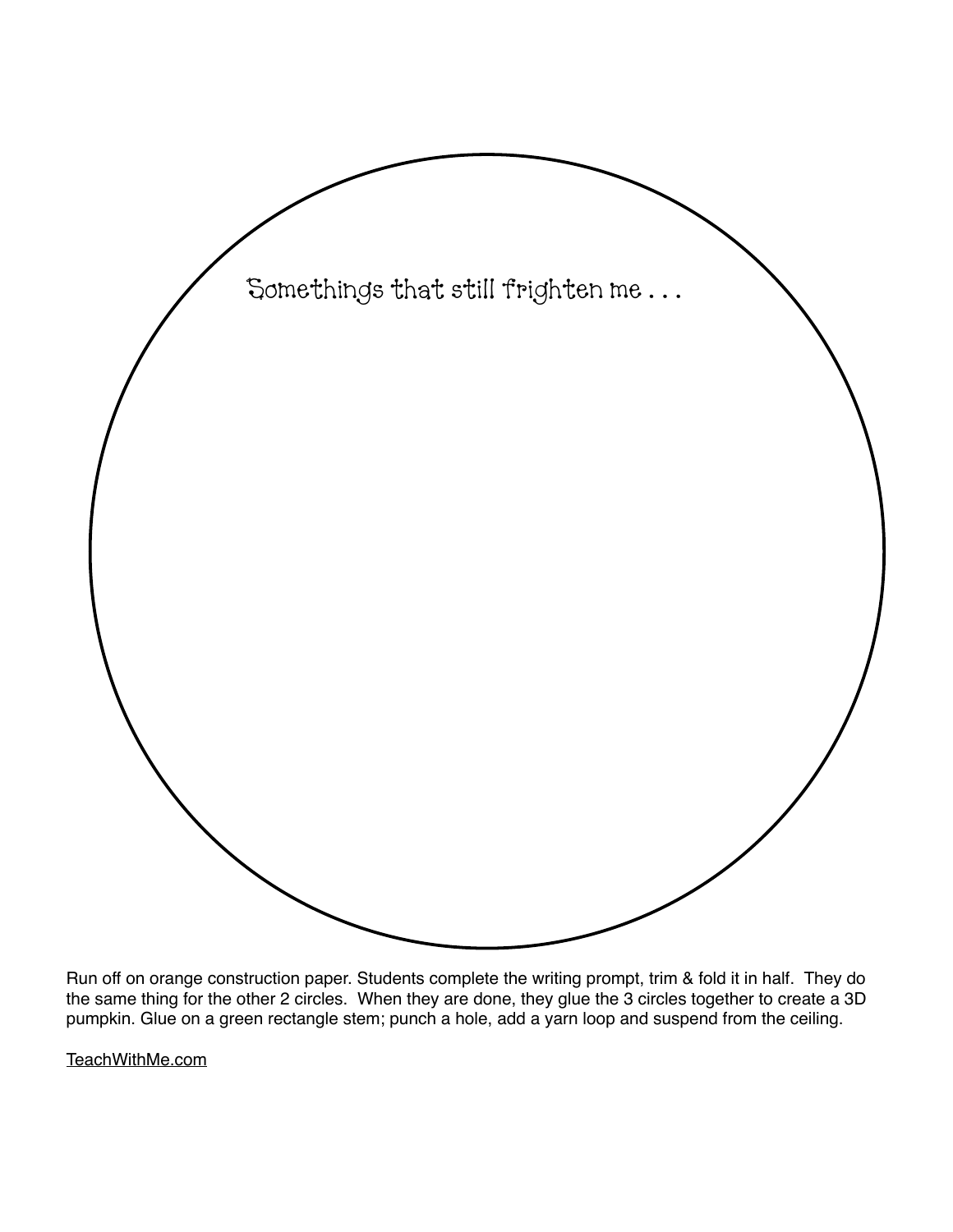Somethings that still frighten me . . .

Run off on orange construction paper. Students complete the writing prompt, trim & fold it in half. They do the same thing for the other 2 circles. When they are done, they glue the 3 circles together to create a 3D pumpkin. Glue on a green rectangle stem; punch a hole, add a yarn loop and suspend from the ceiling.

TeachWithMe.com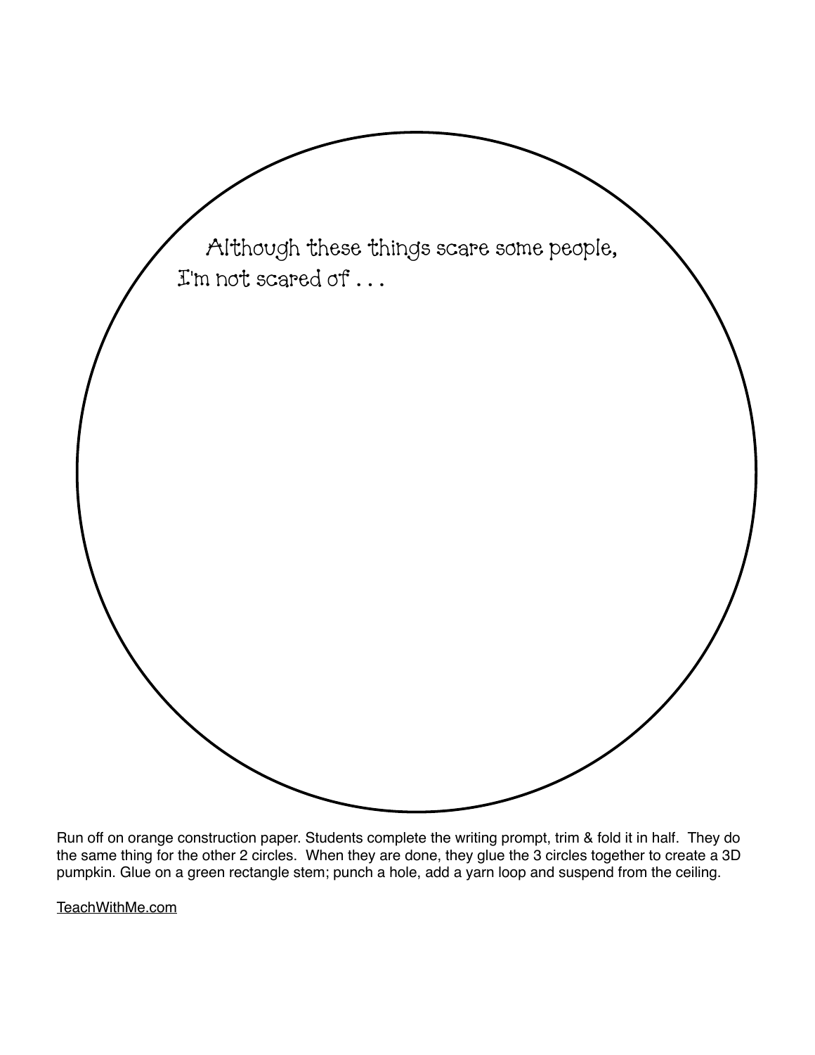Although these things scare some people,
I'm not scared of . . .

Run off on orange construction paper. Students complete the writing prompt, trim & fold it in half. They do the same thing for the other 2 circles. When they are done, they glue the 3 circles together to create a 3D pumpkin. Glue on a green rectangle stem; punch a hole, add a yarn loop and suspend from the ceiling.

TeachWithMe.com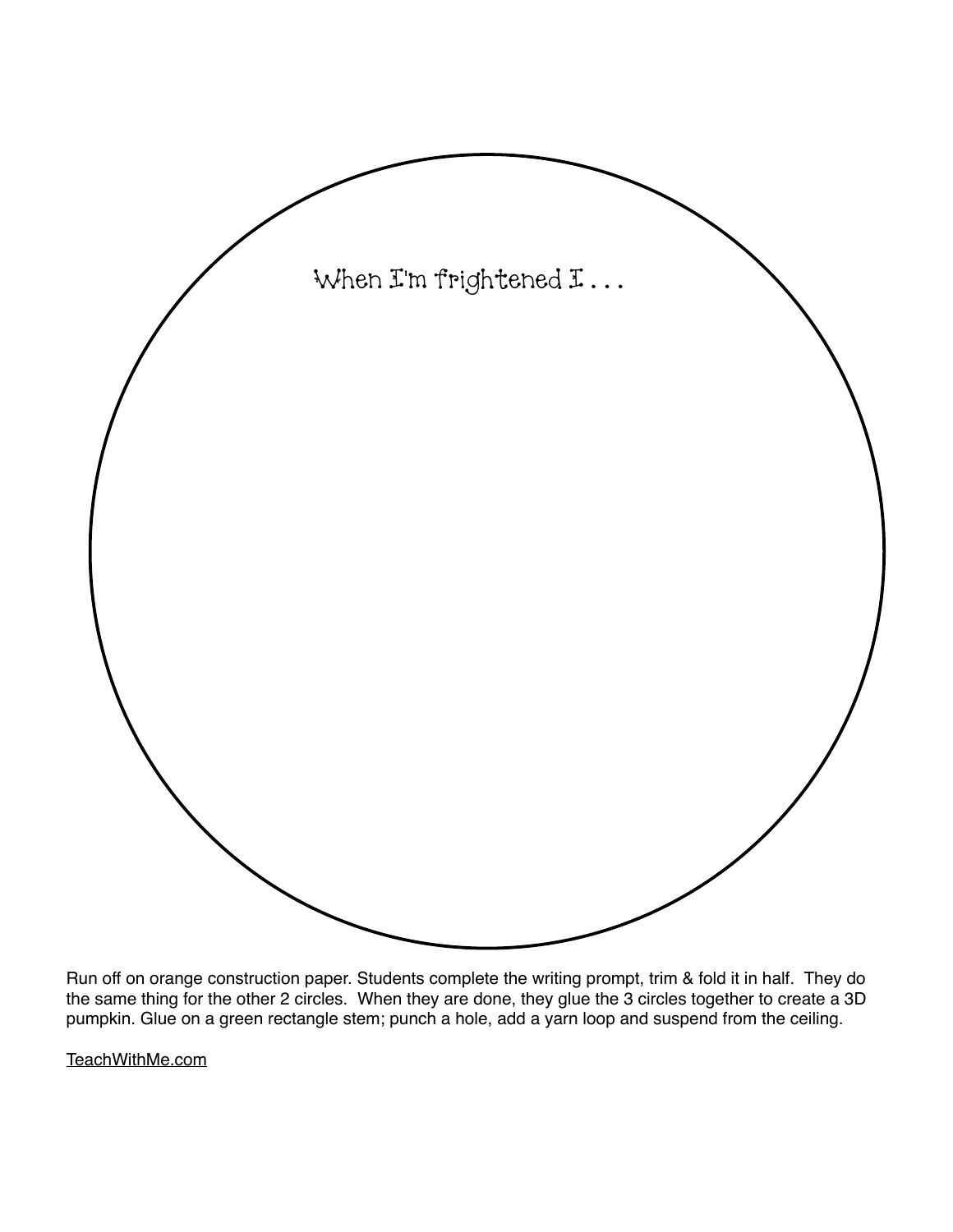When I'm frightened I . . .

Run off on orange construction paper. Students complete the writing prompt, trim & fold it in half. They do the same thing for the other 2 circles. When they are done, they glue the 3 circles together to create a 3D pumpkin. Glue on a green rectangle stem; punch a hole, add a yarn loop and suspend from the ceiling.

TeachWithMe.com